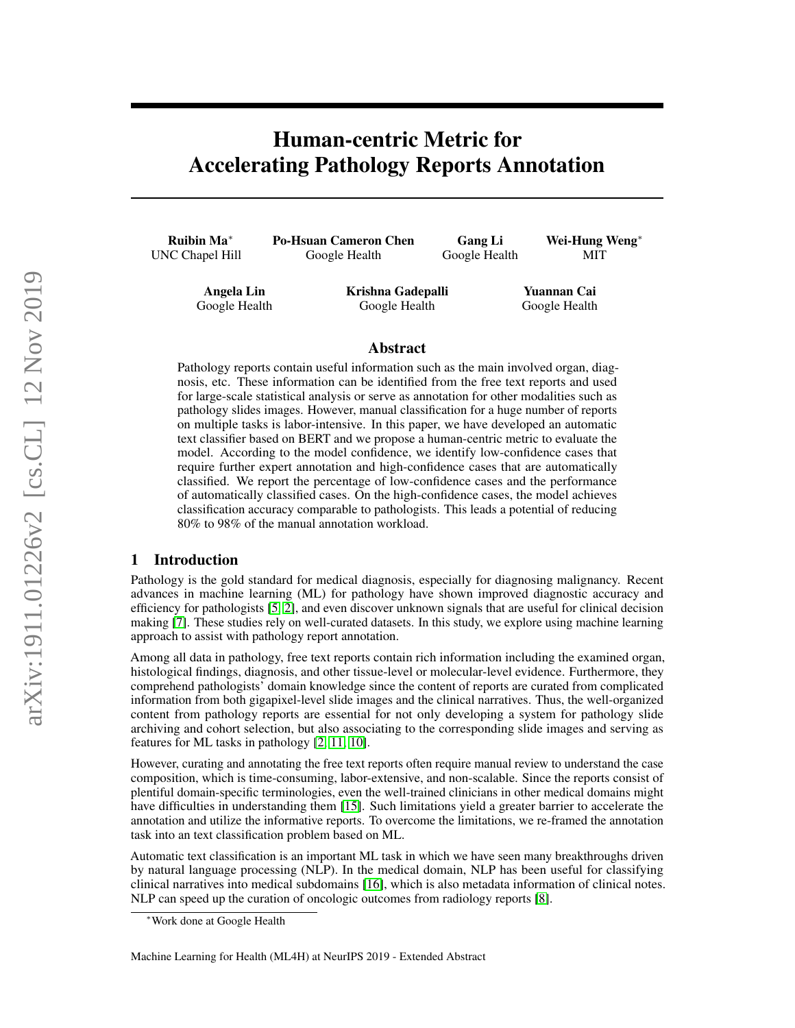# Human-centric Metric for Accelerating Pathology Reports Annotation

**Ruibin Ma*** UNC Chapel Hill

**Po-Hsuan Cameron Chen** Google Health

**Gang Li** Google Health

**Wei-Hung Weng*** MIT

**Angela Lin** Google Health

**Krishna Gadepalli** Google Health

**Yuannan Cai** Google Health

## Abstract

Pathology reports contain useful information such as the main involved organ, diagnosis, etc. These information can be identified from the free text reports and used for large-scale statistical analysis or serve as annotation for other modalities such as pathology slides images. However, manual classification for a huge number of reports on multiple tasks is labor-intensive. In this paper, we have developed an automatic text classifier based on BERT and we propose a human-centric metric to evaluate the model. According to the model confidence, we identify low-confidence cases that require further expert annotation and high-confidence cases that are automatically classified. We report the percentage of low-confidence cases and the performance of automatically classified cases. On the high-confidence cases, the model achieves classification accuracy comparable to pathologists. This leads a potential of reducing 80% to 98% of the manual annotation workload.

## 1 Introduction

Pathology is the gold standard for medical diagnosis, especially for diagnosing malignancy. Recent advances in machine learning (ML) for pathology have shown improved diagnostic accuracy and efficiency for pathologists [5, 2], and even discover unknown signals that are useful for clinical decision making [7]. These studies rely on well-curated datasets. In this study, we explore using machine learning approach to assist with pathology report annotation.

Among all data in pathology, free text reports contain rich information including the examined organ, histological findings, diagnosis, and other tissue-level or molecular-level evidence. Furthermore, they comprehend pathologists' domain knowledge since the content of reports are curated from complicated information from both gigapixel-level slide images and the clinical narratives. Thus, the well-organized content from pathology reports are essential for not only developing a system for pathology slide archiving and cohort selection, but also associating to the corresponding slide images and serving as features for ML tasks in pathology [2, 11, 10].

However, curating and annotating the free text reports often require manual review to understand the case composition, which is time-consuming, labor-extensive, and non-scalable. Since the reports consist of plentiful domain-specific terminologies, even the well-trained clinicians in other medical domains might have difficulties in understanding them [15]. Such limitations yield a greater barrier to accelerate the annotation and utilize the informative reports. To overcome the limitations, we re-framed the annotation task into an text classification problem based on ML.

Automatic text classification is an important ML task in which we have seen many breakthroughs driven by natural language processing (NLP). In the medical domain, NLP has been useful for classifying clinical narratives into medical subdomains [16], which is also metadata information of clinical notes. NLP can speed up the curation of oncologic outcomes from radiology reports [8].

*Work done at Google Health

Machine Learning for Health (ML4H) at NeurIPS 2019 - Extended Abstract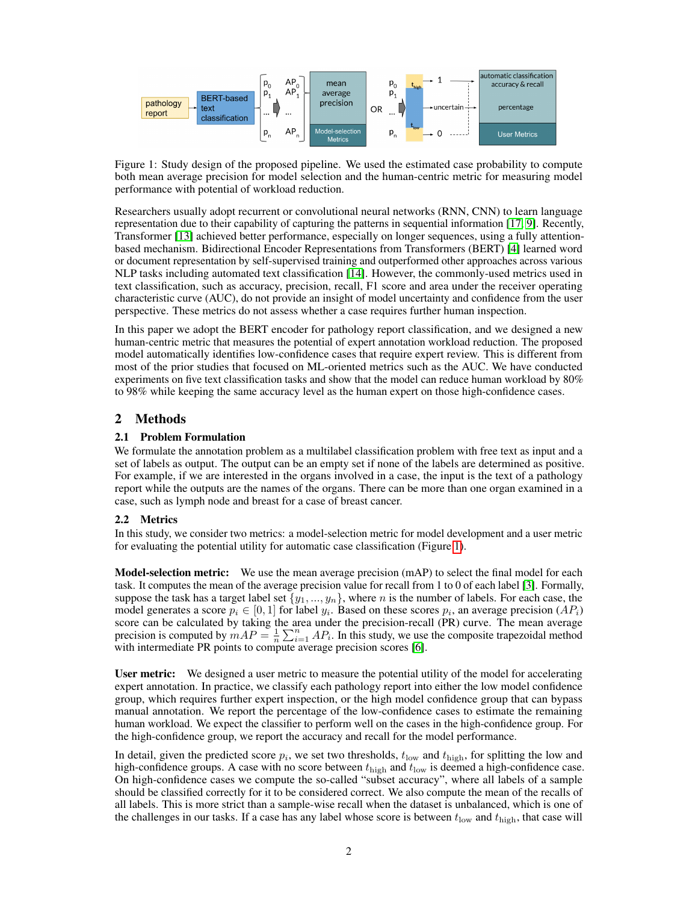Figure 1: Study design of the proposed pipeline. We used the estimated case probability to compute both mean average precision for model selection and the human-centric metric for measuring model performance with potential of workload reduction.

Researchers usually adopt recurrent or convolutional neural networks (RNN, CNN) to learn language representation due to their capability of capturing the patterns in sequential information [17, 9]. Recently, Transformer [13] achieved better performance, especially on longer sequences, using a fully attention-based mechanism. Bidirectional Encoder Representations from Transformers (BERT) [4] learned word or document representation by self-supervised training and outperformed other approaches across various NLP tasks including automated text classification [14]. However, the commonly-used metrics used in text classification, such as accuracy, precision, recall, F1 score and area under the receiver operating characteristic curve (AUC), do not provide an insight of model uncertainty and confidence from the user perspective. These metrics do not assess whether a case requires further human inspection.

In this paper we adopt the BERT encoder for pathology report classification, and we designed a new human-centric metric that measures the potential of expert annotation workload reduction. The proposed model automatically identifies low-confidence cases that require expert review. This is different from most of the prior studies that focused on ML-oriented metrics such as the AUC. We have conducted experiments on five text classification tasks and show that the model can reduce human workload by 80% to 98% while keeping the same accuracy level as the human expert on those high-confidence cases.

## 2 Methods

### 2.1 Problem Formulation

We formulate the annotation problem as a multilabel classification problem with free text as input and a set of labels as output. The output can be an empty set if none of the labels are determined as positive. For example, if we are interested in the organs involved in a case, the input is the text of a pathology report while the outputs are the names of the organs. There can be more than one organ examined in a case, such as lymph node and breast for a case of breast cancer.

### 2.2 Metrics

In this study, we consider two metrics: a model-selection metric for model development and a user metric for evaluating the potential utility for automatic case classification (Figure 1).

**Model-selection metric:** We use the mean average precision (mAP) to select the final model for each task. It computes the mean of the average precision value for recall from 1 to 0 of each label [3]. Formally, suppose the task has a target label set $\{y_1, ..., y_n\}$, where $n$ is the number of labels. For each case, the model generates a score $p_i \in [0, 1]$ for label $y_i$. Based on these scores $p_i$, an average precision ($AP_i$) score can be calculated by taking the area under the precision-recall (PR) curve. The mean average precision is computed by $mAP = \frac{1}{n}\sum_{i=1}^{n} AP_i$. In this study, we use the composite trapezoidal method with intermediate PR points to compute average precision scores [6].

**User metric:** We designed a user metric to measure the potential utility of the model for accelerating expert annotation. In practice, we classify each pathology report into either the low model confidence group, which requires further expert inspection, or the high model confidence group that can bypass manual annotation. We report the percentage of the low-confidence cases to estimate the remaining human workload. We expect the classifier to perform well on the cases in the high-confidence group. For the high-confidence group, we report the accuracy and recall for the model performance.

In detail, given the predicted score $p_i$, we set two thresholds, $t_{\text{low}}$ and $t_{\text{high}}$, for splitting the low and high-confidence groups. A case with no score between $t_{\text{high}}$ and $t_{\text{low}}$ is deemed a high-confidence case. On high-confidence cases we compute the so-called "subset accuracy", where all labels of a sample should be classified correctly for it to be considered correct. We also compute the mean of the recalls of all labels. This is more strict than a sample-wise recall when the dataset is unbalanced, which is one of the challenges in our tasks. If a case has any label whose score is between $t_{\text{low}}$ and $t_{\text{high}}$, that case will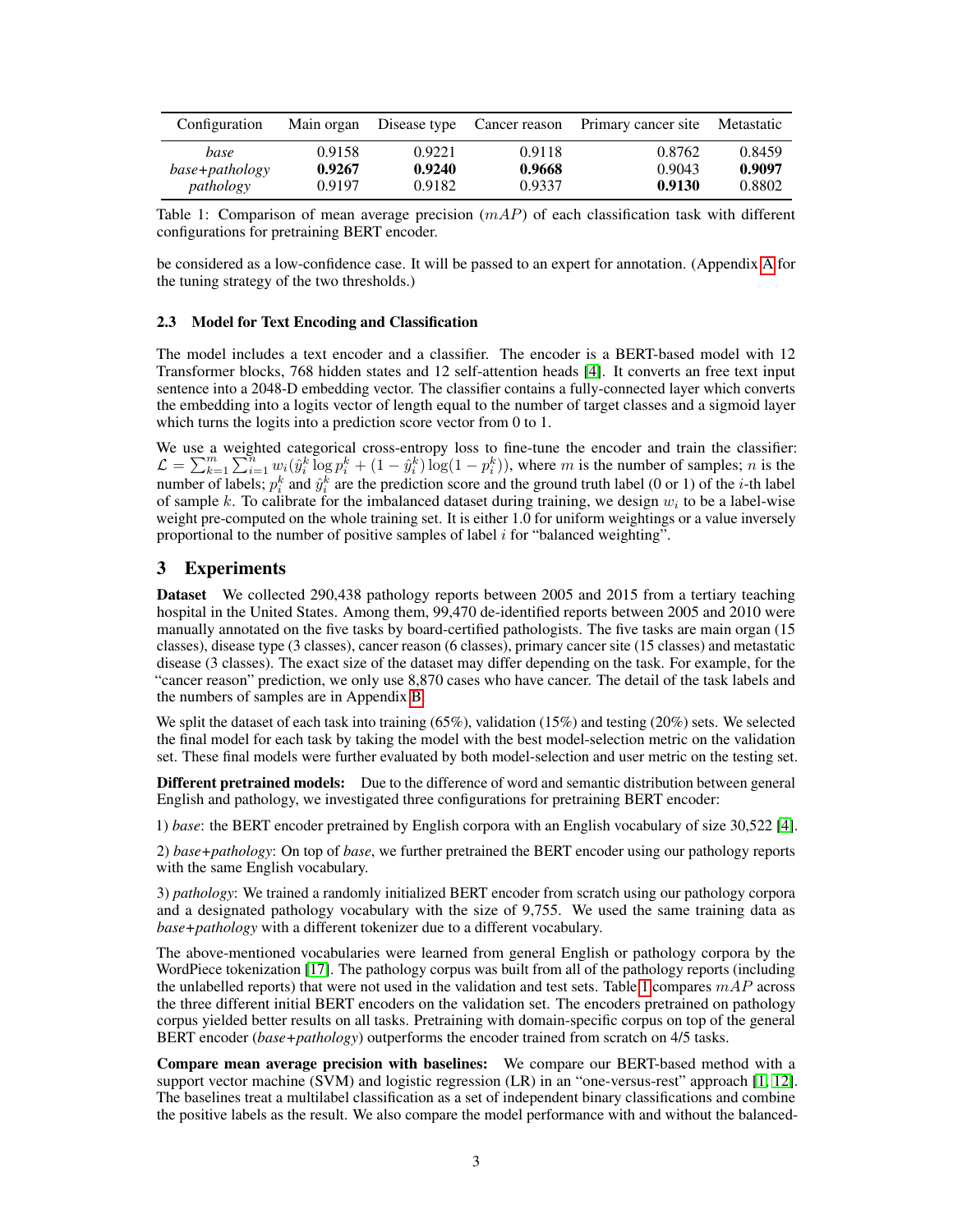| Configuration | Main organ | Disease type | Cancer reason | Primary cancer site | Metastatic |
|---|---|---|---|---|---|
| *base* | 0.9158 | 0.9221 | 0.9118 | 0.8762 | 0.8459 |
| *base+pathology* | **0.9267** | **0.9240** | **0.9668** | 0.9043 | **0.9097** |
| *pathology* | 0.9197 | 0.9182 | 0.9337 | **0.9130** | 0.8802 |

Table 1: Comparison of mean average precision ($mAP$) of each classification task with different configurations for pretraining BERT encoder.

be considered as a low-confidence case. It will be passed to an expert for annotation. (Appendix A for the tuning strategy of the two thresholds.)

### 2.3 Model for Text Encoding and Classification

The model includes a text encoder and a classifier. The encoder is a BERT-based model with 12 Transformer blocks, 768 hidden states and 12 self-attention heads [4]. It converts an free text input sentence into a 2048-D embedding vector. The classifier contains a fully-connected layer which converts the embedding into a logits vector of length equal to the number of target classes and a sigmoid layer which turns the logits into a prediction score vector from 0 to 1.

We use a weighted categorical cross-entropy loss to fine-tune the encoder and train the classifier: $\mathcal{L} = \sum_{k=1}^{m} \sum_{i=1}^{n} w_i (\hat{y}_i^k \log p_i^k + (1 - \hat{y}_i^k) \log(1 - p_i^k))$, where $m$ is the number of samples; $n$ is the number of labels; $p_i^k$ and $\hat{y}_i^k$ are the prediction score and the ground truth label (0 or 1) of the $i$-th label of sample $k$. To calibrate for the imbalanced dataset during training, we design $w_i$ to be a label-wise weight pre-computed on the whole training set. It is either 1.0 for uniform weightings or a value inversely proportional to the number of positive samples of label $i$ for "balanced weighting".

## 3 Experiments

**Dataset** We collected 290,438 pathology reports between 2005 and 2015 from a tertiary teaching hospital in the United States. Among them, 99,470 de-identified reports between 2005 and 2010 were manually annotated on the five tasks by board-certified pathologists. The five tasks are main organ (15 classes), disease type (3 classes), cancer reason (6 classes), primary cancer site (15 classes) and metastatic disease (3 classes). The exact size of the dataset may differ depending on the task. For example, for the "cancer reason" prediction, we only use 8,870 cases who have cancer. The detail of the task labels and the numbers of samples are in Appendix B.

We split the dataset of each task into training (65%), validation (15%) and testing (20%) sets. We selected the final model for each task by taking the model with the best model-selection metric on the validation set. These final models were further evaluated by both model-selection and user metric on the testing set.

**Different pretrained models:** Due to the difference of word and semantic distribution between general English and pathology, we investigated three configurations for pretraining BERT encoder:

1) *base*: the BERT encoder pretrained by English corpora with an English vocabulary of size 30,522 [4].

2) *base+pathology*: On top of *base*, we further pretrained the BERT encoder using our pathology reports with the same English vocabulary.

3) *pathology*: We trained a randomly initialized BERT encoder from scratch using our pathology corpora and a designated pathology vocabulary with the size of 9,755. We used the same training data as *base+pathology* with a different tokenizer due to a different vocabulary.

The above-mentioned vocabularies were learned from general English or pathology corpora by the WordPiece tokenization [17]. The pathology corpus was built from all of the pathology reports (including the unlabelled reports) that were not used in the validation and test sets. Table 1 compares $mAP$ across the three different initial BERT encoders on the validation set. The encoders pretrained on pathology corpus yielded better results on all tasks. Pretraining with domain-specific corpus on top of the general BERT encoder (*base+pathology*) outperforms the encoder trained from scratch on 4/5 tasks.

**Compare mean average precision with baselines:** We compare our BERT-based method with a support vector machine (SVM) and logistic regression (LR) in an "one-versus-rest" approach [1, 12]. The baselines treat a multilabel classification as a set of independent binary classifications and combine the positive labels as the result. We also compare the model performance with and without the balanced-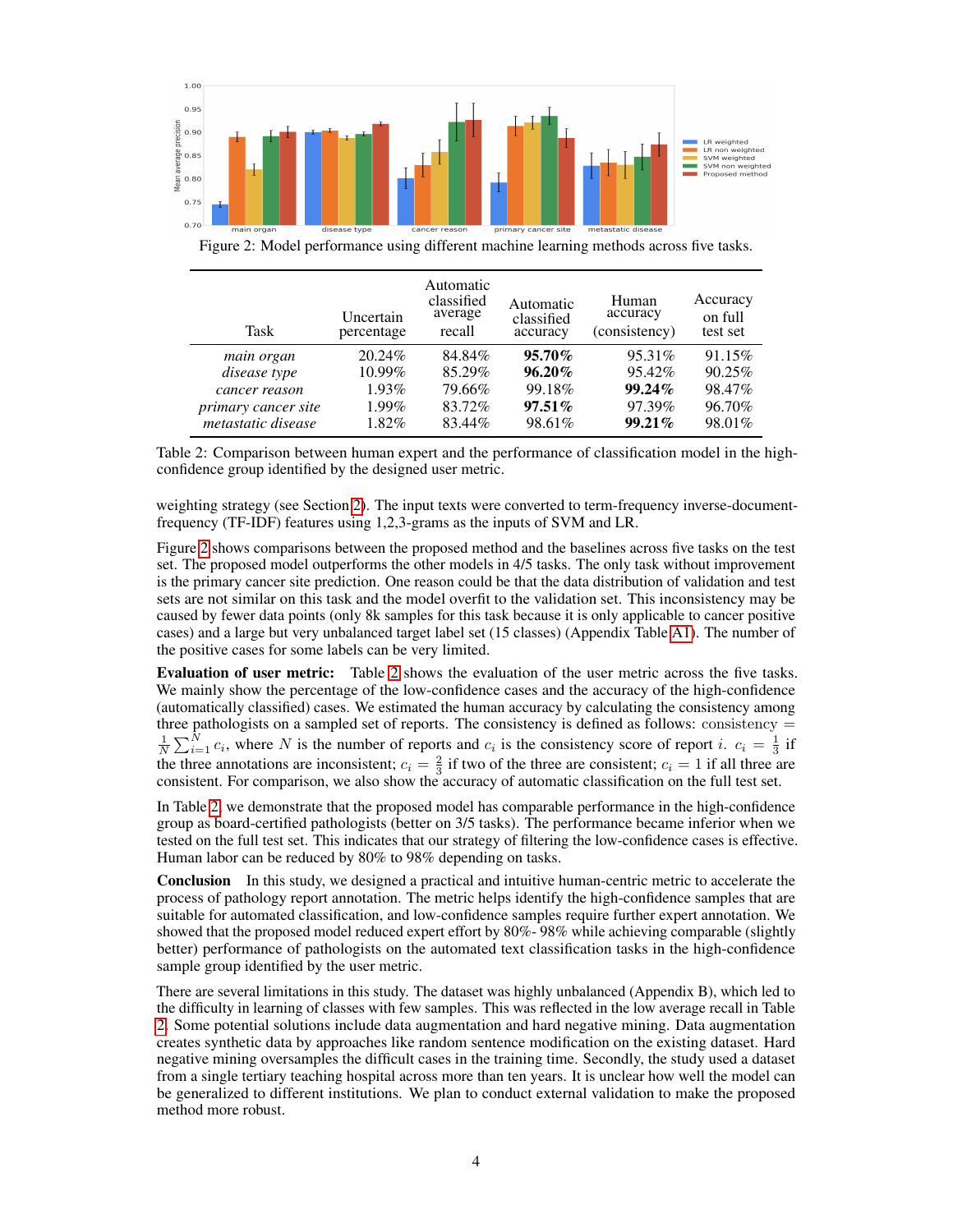Figure 2: Model performance using different machine learning methods across five tasks.

| Task | Uncertain percentage | Automatic classified average recall | Automatic classified accuracy | Human accuracy (consistency) | Accuracy on full test set |
|---|---|---|---|---|---|
| *main organ* | 20.24% | 84.84% | **95.70%** | 95.31% | 91.15% |
| *disease type* | 10.99% | 85.29% | **96.20%** | 95.42% | 90.25% |
| *cancer reason* | 1.93% | 79.66% | 99.18% | **99.24%** | 98.47% |
| *primary cancer site* | 1.99% | 83.72% | **97.51%** | 97.39% | 96.70% |
| *metastatic disease* | 1.82% | 83.44% | 98.61% | **99.21%** | 98.01% |

Table 2: Comparison between human expert and the performance of classification model in the high-confidence group identified by the designed user metric.

weighting strategy (see Section 2). The input texts were converted to term-frequency inverse-document-frequency (TF-IDF) features using 1,2,3-grams as the inputs of SVM and LR.

Figure 2 shows comparisons between the proposed method and the baselines across five tasks on the test set. The proposed model outperforms the other models in 4/5 tasks. The only task without improvement is the primary cancer site prediction. One reason could be that the data distribution of validation and test sets are not similar on this task and the model overfit to the validation set. This inconsistency may be caused by fewer data points (only 8k samples for this task because it is only applicable to cancer positive cases) and a large but very unbalanced target label set (15 classes) (Appendix Table A1). The number of the positive cases for some labels can be very limited.

**Evaluation of user metric:** Table 2 shows the evaluation of the user metric across the five tasks. We mainly show the percentage of the low-confidence cases and the accuracy of the high-confidence (automatically classified) cases. We estimated the human accuracy by calculating the consistency among three pathologists on a sampled set of reports. The consistency is defined as follows: $\text{consistency} = \frac{1}{N}\sum_{i=1}^{N} c_i$, where $N$ is the number of reports and $c_i$ is the consistency score of report $i$. $c_i = \frac{1}{3}$ if the three annotations are inconsistent; $c_i = \frac{2}{3}$ if two of the three are consistent; $c_i = 1$ if all three are consistent. For comparison, we also show the accuracy of automatic classification on the full test set.

In Table 2, we demonstrate that the proposed model has comparable performance in the high-confidence group as board-certified pathologists (better on 3/5 tasks). The performance became inferior when we tested on the full test set. This indicates that our strategy of filtering the low-confidence cases is effective. Human labor can be reduced by 80% to 98% depending on tasks.

**Conclusion** In this study, we designed a practical and intuitive human-centric metric to accelerate the process of pathology report annotation. The metric helps identify the high-confidence samples that are suitable for automated classification, and low-confidence samples require further expert annotation. We showed that the proposed model reduced expert effort by 80%- 98% while achieving comparable (slightly better) performance of pathologists on the automated text classification tasks in the high-confidence sample group identified by the user metric.

There are several limitations in this study. The dataset was highly unbalanced (Appendix B), which led to the difficulty in learning of classes with few samples. This was reflected in the low average recall in Table 2. Some potential solutions include data augmentation and hard negative mining. Data augmentation creates synthetic data by approaches like random sentence modification on the existing dataset. Hard negative mining oversamples the difficult cases in the training time. Secondly, the study used a dataset from a single tertiary teaching hospital across more than ten years. It is unclear how well the model can be generalized to different institutions. We plan to conduct external validation to make the proposed method more robust.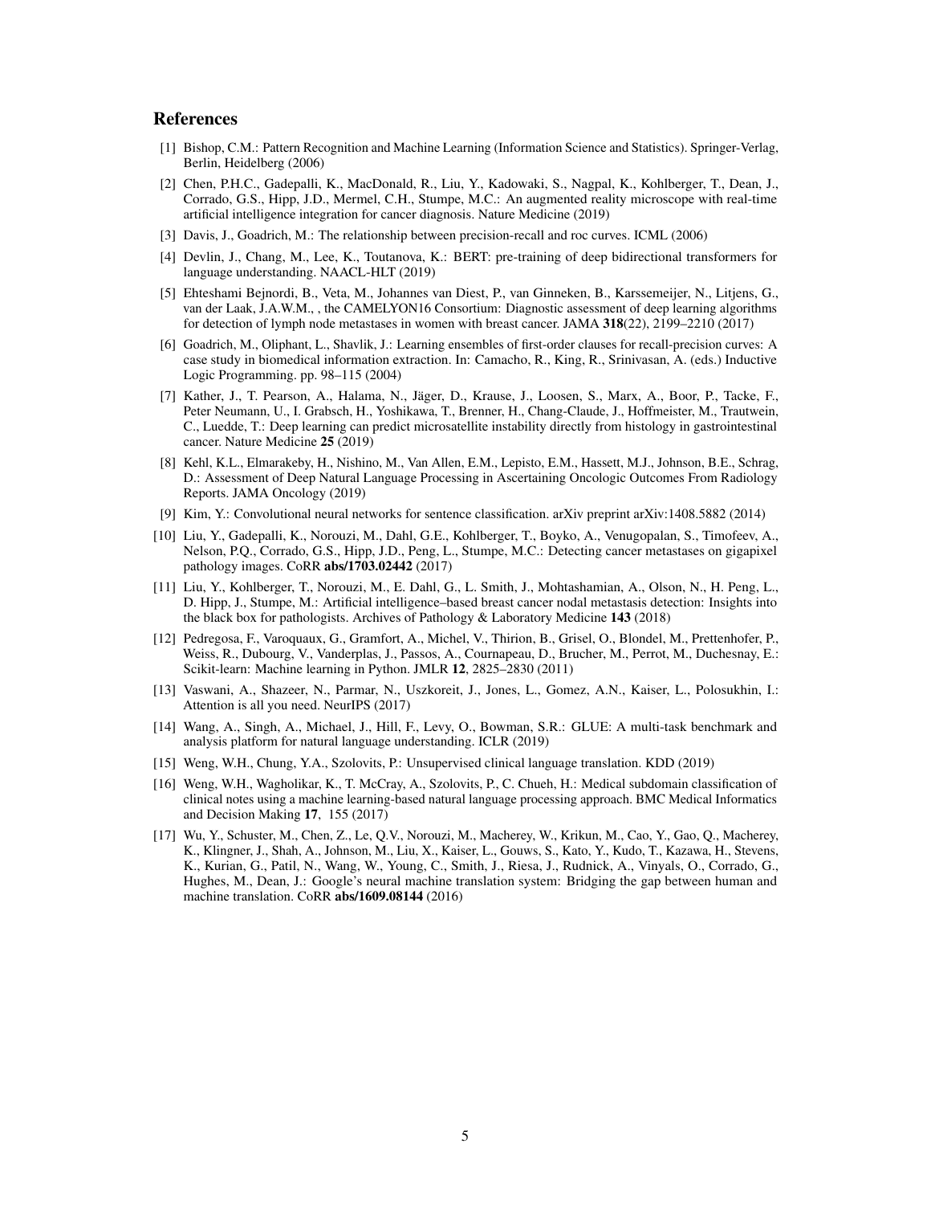## References

[1] Bishop, C.M.: Pattern Recognition and Machine Learning (Information Science and Statistics). Springer-Verlag, Berlin, Heidelberg (2006)

[2] Chen, P.H.C., Gadepalli, K., MacDonald, R., Liu, Y., Kadowaki, S., Nagpal, K., Kohlberger, T., Dean, J., Corrado, G.S., Hipp, J.D., Mermel, C.H., Stumpe, M.C.: An augmented reality microscope with real-time artificial intelligence integration for cancer diagnosis. Nature Medicine (2019)

[3] Davis, J., Goadrich, M.: The relationship between precision-recall and roc curves. ICML (2006)

[4] Devlin, J., Chang, M., Lee, K., Toutanova, K.: BERT: pre-training of deep bidirectional transformers for language understanding. NAACL-HLT (2019)

[5] Ehteshami Bejnordi, B., Veta, M., Johannes van Diest, P., van Ginneken, B., Karssemeijer, N., Litjens, G., van der Laak, J.A.W.M., , the CAMELYON16 Consortium: Diagnostic assessment of deep learning algorithms for detection of lymph node metastases in women with breast cancer. JAMA **318**(22), 2199–2210 (2017)

[6] Goadrich, M., Oliphant, L., Shavlik, J.: Learning ensembles of first-order clauses for recall-precision curves: A case study in biomedical information extraction. In: Camacho, R., King, R., Srinivasan, A. (eds.) Inductive Logic Programming. pp. 98–115 (2004)

[7] Kather, J., T. Pearson, A., Halama, N., Jäger, D., Krause, J., Loosen, S., Marx, A., Boor, P., Tacke, F., Peter Neumann, U., I. Grabsch, H., Yoshikawa, T., Brenner, H., Chang-Claude, J., Hoffmeister, M., Trautwein, C., Luedde, T.: Deep learning can predict microsatellite instability directly from histology in gastrointestinal cancer. Nature Medicine **25** (2019)

[8] Kehl, K.L., Elmarakeby, H., Nishino, M., Van Allen, E.M., Lepisto, E.M., Hassett, M.J., Johnson, B.E., Schrag, D.: Assessment of Deep Natural Language Processing in Ascertaining Oncologic Outcomes From Radiology Reports. JAMA Oncology (2019)

[9] Kim, Y.: Convolutional neural networks for sentence classification. arXiv preprint arXiv:1408.5882 (2014)

[10] Liu, Y., Gadepalli, K., Norouzi, M., Dahl, G.E., Kohlberger, T., Boyko, A., Venugopalan, S., Timofeev, A., Nelson, P.Q., Corrado, G.S., Hipp, J.D., Peng, L., Stumpe, M.C.: Detecting cancer metastases on gigapixel pathology images. CoRR **abs/1703.02442** (2017)

[11] Liu, Y., Kohlberger, T., Norouzi, M., E. Dahl, G., L. Smith, J., Mohtashamian, A., Olson, N., H. Peng, L., D. Hipp, J., Stumpe, M.: Artificial intelligence–based breast cancer nodal metastasis detection: Insights into the black box for pathologists. Archives of Pathology & Laboratory Medicine **143** (2018)

[12] Pedregosa, F., Varoquaux, G., Gramfort, A., Michel, V., Thirion, B., Grisel, O., Blondel, M., Prettenhofer, P., Weiss, R., Dubourg, V., Vanderplas, J., Passos, A., Cournapeau, D., Brucher, M., Perrot, M., Duchesnay, E.: Scikit-learn: Machine learning in Python. JMLR **12**, 2825–2830 (2011)

[13] Vaswani, A., Shazeer, N., Parmar, N., Uszkoreit, J., Jones, L., Gomez, A.N., Kaiser, L., Polosukhin, I.: Attention is all you need. NeurIPS (2017)

[14] Wang, A., Singh, A., Michael, J., Hill, F., Levy, O., Bowman, S.R.: GLUE: A multi-task benchmark and analysis platform for natural language understanding. ICLR (2019)

[15] Weng, W.H., Chung, Y.A., Szolovits, P.: Unsupervised clinical language translation. KDD (2019)

[16] Weng, W.H., Wagholikar, K., T. McCray, A., Szolovits, P., C. Chueh, H.: Medical subdomain classification of clinical notes using a machine learning-based natural language processing approach. BMC Medical Informatics and Decision Making **17**, 155 (2017)

[17] Wu, Y., Schuster, M., Chen, Z., Le, Q.V., Norouzi, M., Macherey, W., Krikun, M., Cao, Y., Gao, Q., Macherey, K., Klingner, J., Shah, A., Johnson, M., Liu, X., Kaiser, L., Gouws, S., Kato, Y., Kudo, T., Kazawa, H., Stevens, K., Kurian, G., Patil, N., Wang, W., Young, C., Smith, J., Riesa, J., Rudnick, A., Vinyals, O., Corrado, G., Hughes, M., Dean, J.: Google's neural machine translation system: Bridging the gap between human and machine translation. CoRR **abs/1609.08144** (2016)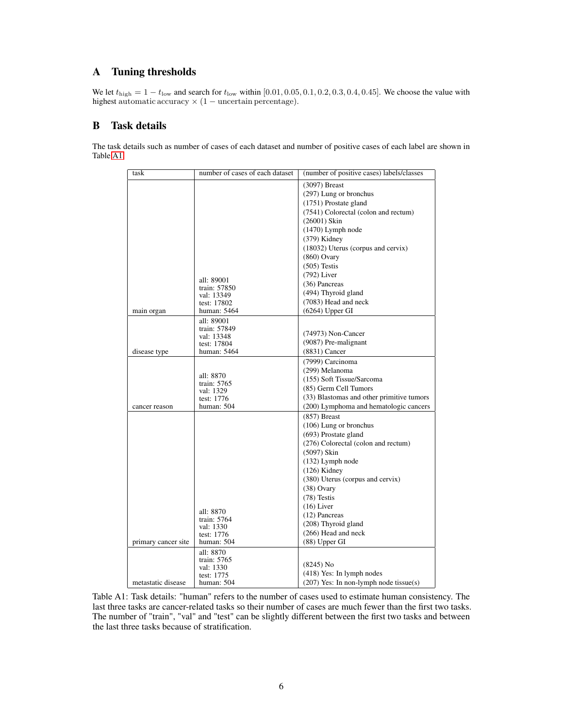## A Tuning thresholds

We let $t_{\text{high}} = 1 - t_{\text{low}}$ and search for $t_{\text{low}}$ within $[0.01, 0.05, 0.1, 0.2, 0.3, 0.4, 0.45]$. We choose the value with highest automatic accuracy $\times$ $(1 - \text{uncertain percentage})$.

## B Task details

The task details such as number of cases of each dataset and number of positive cases of each label are shown in Table A1.

| task | number of cases of each dataset | (number of positive cases) labels/classes |
|---|---|---|
| main organ | all: 89001<br>train: 57850<br>val: 13349<br>test: 17802<br>human: 5464 | (3097) Breast<br>(297) Lung or bronchus<br>(1751) Prostate gland<br>(7541) Colorectal (colon and rectum)<br>(26001) Skin<br>(1470) Lymph node<br>(379) Kidney<br>(18032) Uterus (corpus and cervix)<br>(860) Ovary<br>(505) Testis<br>(792) Liver<br>(36) Pancreas<br>(494) Thyroid gland<br>(7083) Head and neck<br>(6264) Upper GI |
| disease type | all: 89001<br>train: 57849<br>val: 13348<br>test: 17804<br>human: 5464 | (74973) Non-Cancer<br>(9087) Pre-malignant<br>(8831) Cancer |
| cancer reason | all: 8870<br>train: 5765<br>val: 1329<br>test: 1776<br>human: 504 | (7999) Carcinoma<br>(299) Melanoma<br>(155) Soft Tissue/Sarcoma<br>(85) Germ Cell Tumors<br>(33) Blastomas and other primitive tumors<br>(200) Lymphoma and hematologic cancers |
| primary cancer site | all: 8870<br>train: 5764<br>val: 1330<br>test: 1776<br>human: 504 | (857) Breast<br>(106) Lung or bronchus<br>(693) Prostate gland<br>(276) Colorectal (colon and rectum)<br>(5097) Skin<br>(132) Lymph node<br>(126) Kidney<br>(380) Uterus (corpus and cervix)<br>(38) Ovary<br>(78) Testis<br>(16) Liver<br>(12) Pancreas<br>(208) Thyroid gland<br>(266) Head and neck<br>(88) Upper GI |
| metastatic disease | all: 8870<br>train: 5765<br>val: 1330<br>test: 1775<br>human: 504 | (8245) No<br>(418) Yes: In lymph nodes<br>(207) Yes: In non-lymph node tissue(s) |

Table A1: Task details: "human" refers to the number of cases used to estimate human consistency. The last three tasks are cancer-related tasks so their number of cases are much fewer than the first two tasks. The number of "train", "val" and "test" can be slightly different between the first two tasks and between the last three tasks because of stratification.